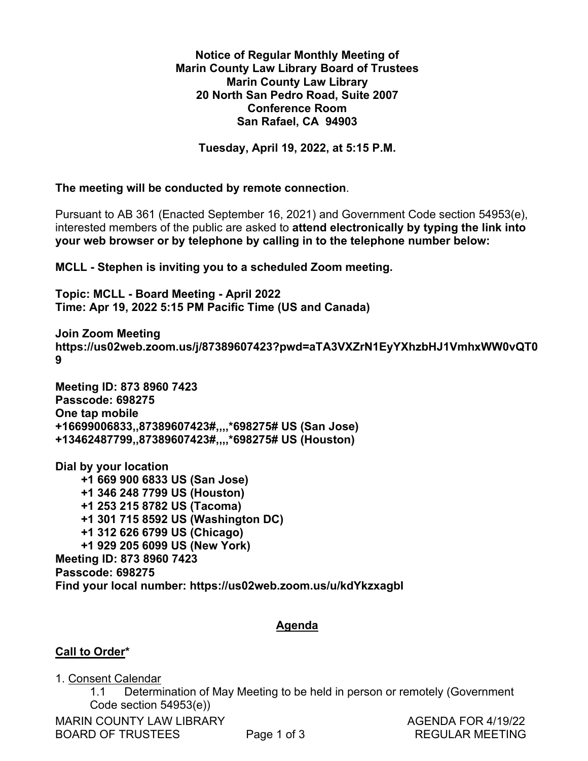**Notice of Regular Monthly Meeting of**
**Marin County Law Library Board of Trustees**
**Marin County Law Library**
**20 North San Pedro Road, Suite 2007**
**Conference Room**
**San Rafael, CA 94903**

**Tuesday, April 19, 2022, at 5:15 P.M.**

**The meeting will be conducted by remote connection**.

Pursuant to AB 361 (Enacted September 16, 2021) and Government Code section 54953(e), interested members of the public are asked to **attend electronically by typing the link into your web browser or by telephone by calling in to the telephone number below:**

**MCLL - Stephen is inviting you to a scheduled Zoom meeting.**

**Topic: MCLL - Board Meeting - April 2022**
**Time: Apr 19, 2022 5:15 PM Pacific Time (US and Canada)**

**Join Zoom Meeting**
**https://us02web.zoom.us/j/87389607423?pwd=aTA3VXZrN1EyYXhzbHJ1VmhxWW0vQT09**

**Meeting ID: 873 8960 7423**
**Passcode: 698275**
**One tap mobile**
**+16699006833,,87389607423#,,,,*698275# US (San Jose)**
**+13462487799,,87389607423#,,,,*698275# US (Houston)**

**Dial by your location**
- **+1 669 900 6833 US (San Jose)**
- **+1 346 248 7799 US (Houston)**
- **+1 253 215 8782 US (Tacoma)**
- **+1 301 715 8592 US (Washington DC)**
- **+1 312 626 6799 US (Chicago)**
- **+1 929 205 6099 US (New York)**

**Meeting ID: 873 8960 7423**
**Passcode: 698275**
**Find your local number: https://us02web.zoom.us/u/kdYkzxagbl**

## Agenda

**Call to Order***

1. Consent Calendar
   - 1.1 Determination of May Meeting to be held in person or remotely (Government Code section 54953(e))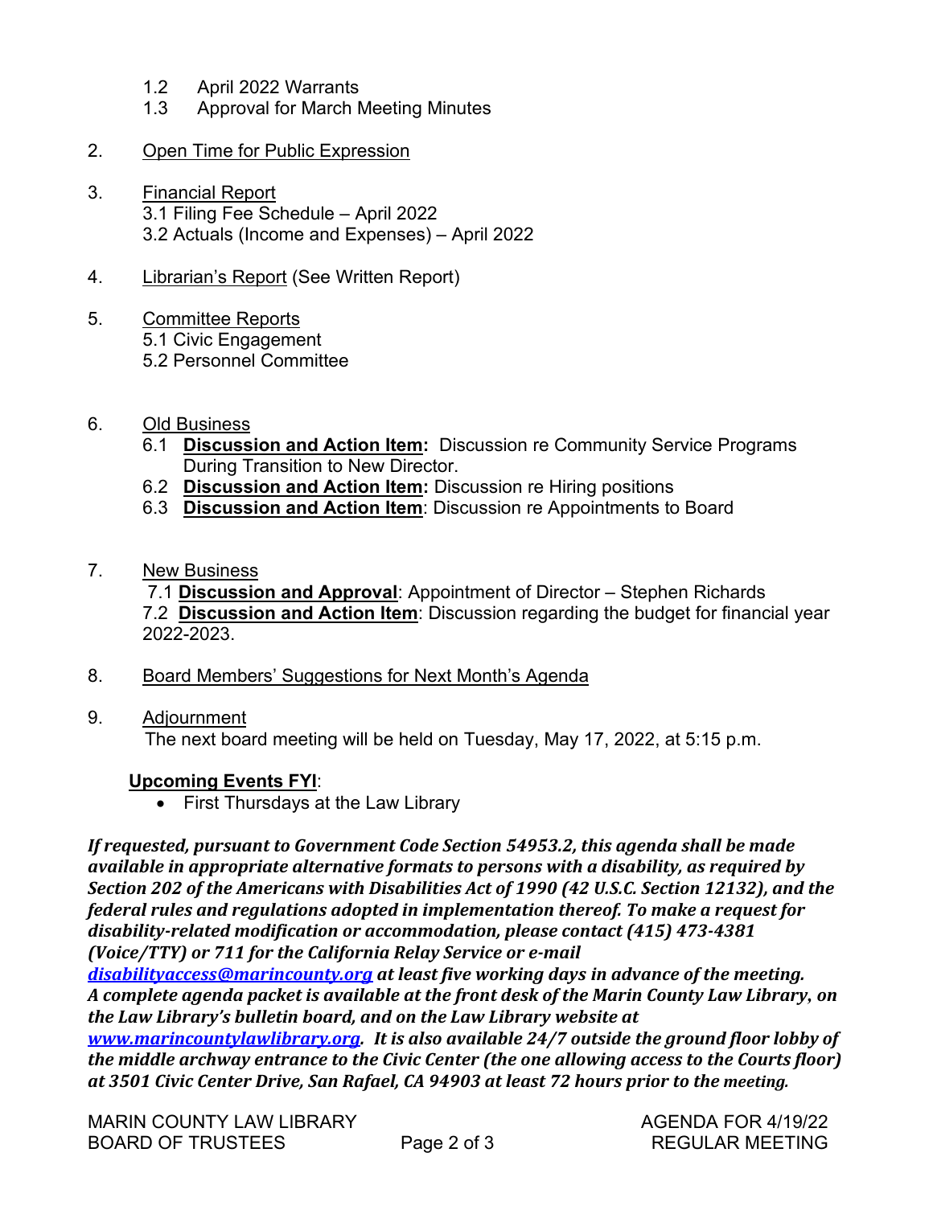1.2 April 2022 Warrants
1.3 Approval for March Meeting Minutes

2. Open Time for Public Expression

3. Financial Report
   3.1 Filing Fee Schedule – April 2022
   3.2 Actuals (Income and Expenses) – April 2022

4. Librarian's Report (See Written Report)

5. Committee Reports
   5.1 Civic Engagement
   5.2 Personnel Committee

6. Old Business
   6.1 **Discussion and Action Item:** Discussion re Community Service Programs During Transition to New Director.
   6.2 **Discussion and Action Item:** Discussion re Hiring positions
   6.3 **Discussion and Action Item**: Discussion re Appointments to Board

7. New Business
   7.1 **Discussion and Approval**: Appointment of Director – Stephen Richards
   7.2 **Discussion and Action Item**: Discussion regarding the budget for financial year 2022-2023.

8. Board Members' Suggestions for Next Month's Agenda

9. Adjournment
   The next board meeting will be held on Tuesday, May 17, 2022, at 5:15 p.m.

**Upcoming Events FYI**:

- First Thursdays at the Law Library

***If requested, pursuant to Government Code Section 54953.2, this agenda shall be made available in appropriate alternative formats to persons with a disability, as required by Section 202 of the Americans with Disabilities Act of 1990 (42 U.S.C. Section 12132), and the federal rules and regulations adopted in implementation thereof. To make a request for disability-related modification or accommodation, please contact (415) 473-4381 (Voice/TTY) or 711 for the California Relay Service or e-mail disabilityaccess@marincounty.org at least five working days in advance of the meeting. A complete agenda packet is available at the front desk of the Marin County Law Library, on the Law Library's bulletin board, and on the Law Library website at www.marincountylawlibrary.org. It is also available 24/7 outside the ground floor lobby of the middle archway entrance to the Civic Center (the one allowing access to the Courts floor) at 3501 Civic Center Drive, San Rafael, CA 94903 at least 72 hours prior to the meeting.***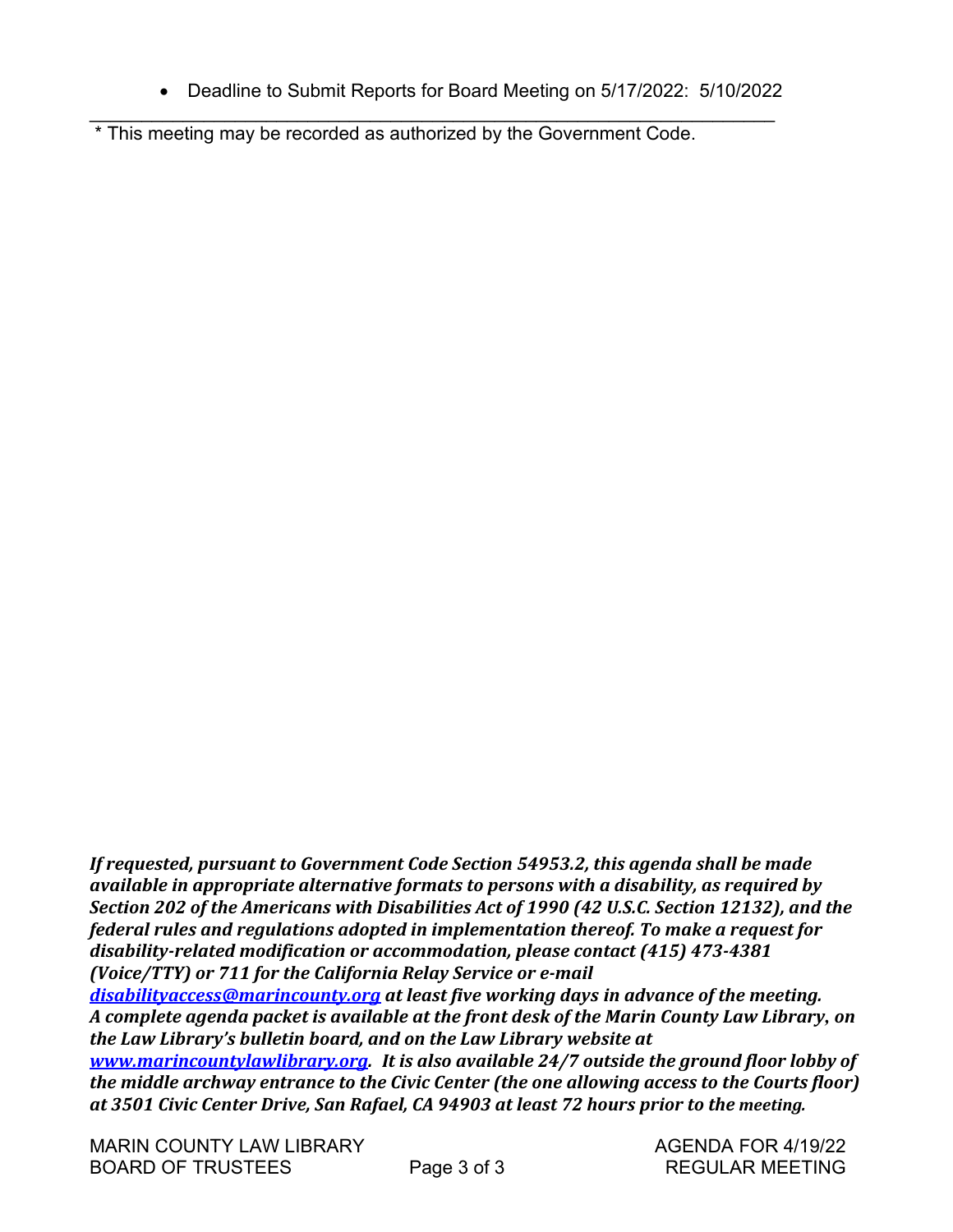- Deadline to Submit Reports for Board Meeting on 5/17/2022: 5/10/2022

---

\* This meeting may be recorded as authorized by the Government Code.

***If requested, pursuant to Government Code Section 54953.2, this agenda shall be made available in appropriate alternative formats to persons with a disability, as required by Section 202 of the Americans with Disabilities Act of 1990 (42 U.S.C. Section 12132), and the federal rules and regulations adopted in implementation thereof. To make a request for disability-related modification or accommodation, please contact (415) 473-4381 (Voice/TTY) or 711 for the California Relay Service or e-mail [disabilityaccess@marincounty.org](mailto:disabilityaccess@marincounty.org) at least five working days in advance of the meeting. A complete agenda packet is available at the front desk of the Marin County Law Library, on the Law Library's bulletin board, and on the Law Library website at [www.marincountylawlibrary.org](http://www.marincountylawlibrary.org). It is also available 24/7 outside the ground floor lobby of the middle archway entrance to the Civic Center (the one allowing access to the Courts floor) at 3501 Civic Center Drive, San Rafael, CA 94903 at least 72 hours prior to the meeting.***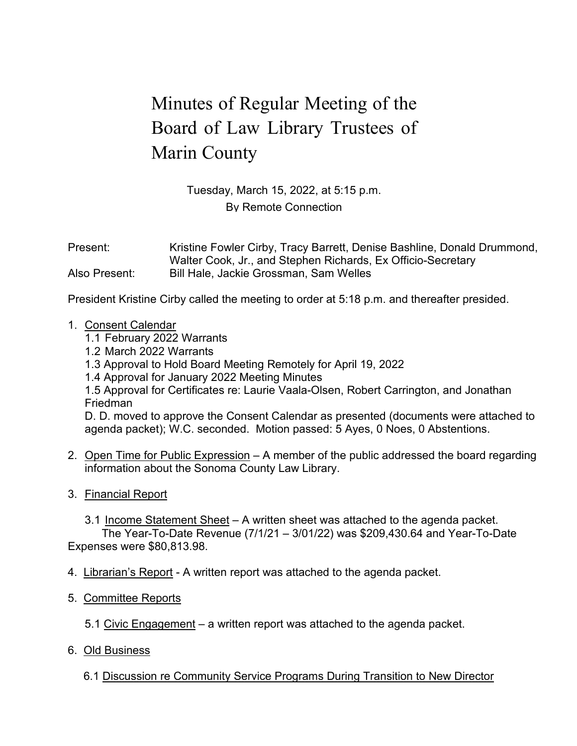# Minutes of Regular Meeting of the Board of Law Library Trustees of Marin County

Tuesday, March 15, 2022, at 5:15 p.m.
By Remote Connection

Present: Kristine Fowler Cirby, Tracy Barrett, Denise Bashline, Donald Drummond, Walter Cook, Jr., and Stephen Richards, Ex Officio-Secretary
Also Present: Bill Hale, Jackie Grossman, Sam Welles

President Kristine Cirby called the meeting to order at 5:18 p.m. and thereafter presided.

1. Consent Calendar
   1.1 February 2022 Warrants
   1.2 March 2022 Warrants
   1.3 Approval to Hold Board Meeting Remotely for April 19, 2022
   1.4 Approval for January 2022 Meeting Minutes
   1.5 Approval for Certificates re: Laurie Vaala-Olsen, Robert Carrington, and Jonathan Friedman
   D. D. moved to approve the Consent Calendar as presented (documents were attached to agenda packet); W.C. seconded. Motion passed: 5 Ayes, 0 Noes, 0 Abstentions.

2. Open Time for Public Expression – A member of the public addressed the board regarding information about the Sonoma County Law Library.

3. Financial Report

   3.1 Income Statement Sheet – A written sheet was attached to the agenda packet. The Year-To-Date Revenue (7/1/21 – 3/01/22) was $209,430.64 and Year-To-Date Expenses were $80,813.98.

4. Librarian's Report - A written report was attached to the agenda packet.

5. Committee Reports

   5.1 Civic Engagement – a written report was attached to the agenda packet.

6. Old Business

   6.1 Discussion re Community Service Programs During Transition to New Director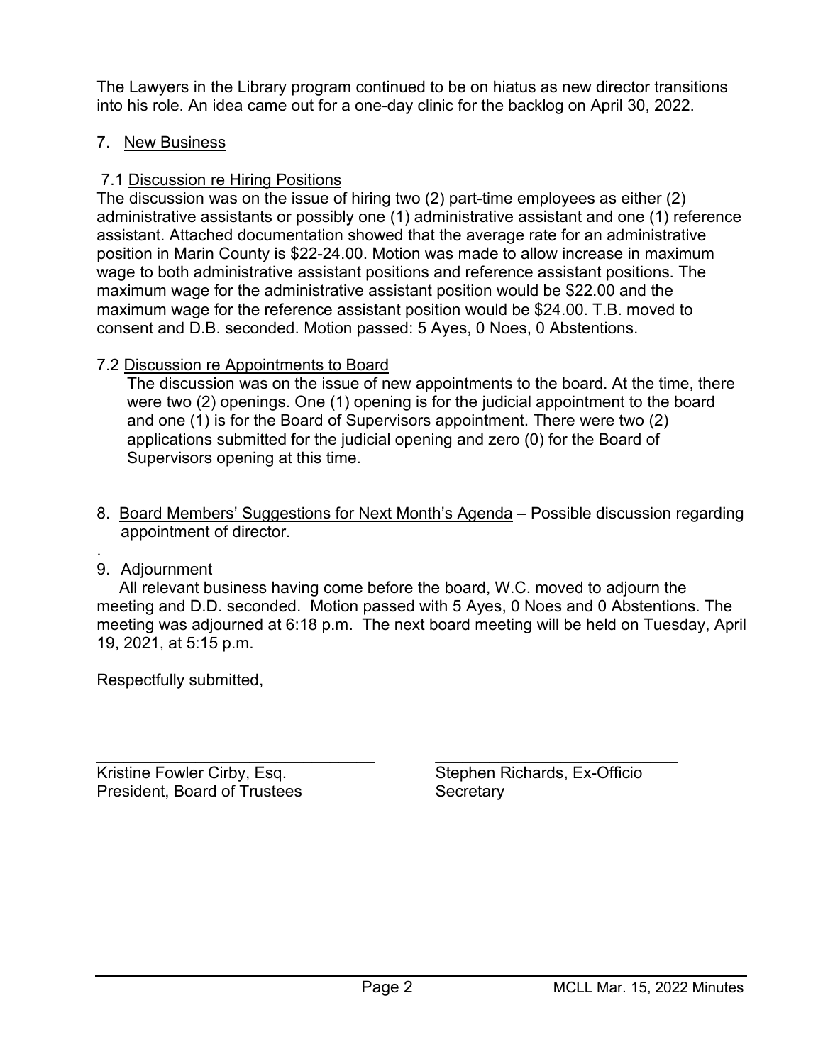The Lawyers in the Library program continued to be on hiatus as new director transitions into his role. An idea came out for a one-day clinic for the backlog on April 30, 2022.

7. <u>New Business</u>

7.1 <u>Discussion re Hiring Positions</u>

The discussion was on the issue of hiring two (2) part-time employees as either (2) administrative assistants or possibly one (1) administrative assistant and one (1) reference assistant. Attached documentation showed that the average rate for an administrative position in Marin County is $22-24.00. Motion was made to allow increase in maximum wage to both administrative assistant positions and reference assistant positions. The maximum wage for the administrative assistant position would be $22.00 and the maximum wage for the reference assistant position would be $24.00. T.B. moved to consent and D.B. seconded. Motion passed: 5 Ayes, 0 Noes, 0 Abstentions.

7.2 <u>Discussion re Appointments to Board</u>

The discussion was on the issue of new appointments to the board. At the time, there were two (2) openings. One (1) opening is for the judicial appointment to the board and one (1) is for the Board of Supervisors appointment. There were two (2) applications submitted for the judicial opening and zero (0) for the Board of Supervisors opening at this time.

8. <u>Board Members' Suggestions for Next Month's Agenda</u> – Possible discussion regarding appointment of director.

.

9. <u>Adjournment</u>

All relevant business having come before the board, W.C. moved to adjourn the meeting and D.D. seconded. Motion passed with 5 Ayes, 0 Noes and 0 Abstentions. The meeting was adjourned at 6:18 p.m. The next board meeting will be held on Tuesday, April 19, 2021, at 5:15 p.m.

Respectfully submitted,

| ______________________________ | ______________________________ |
|---|---|
| Kristine Fowler Cirby, Esq. | Stephen Richards, Ex-Officio |
| President, Board of Trustees | Secretary |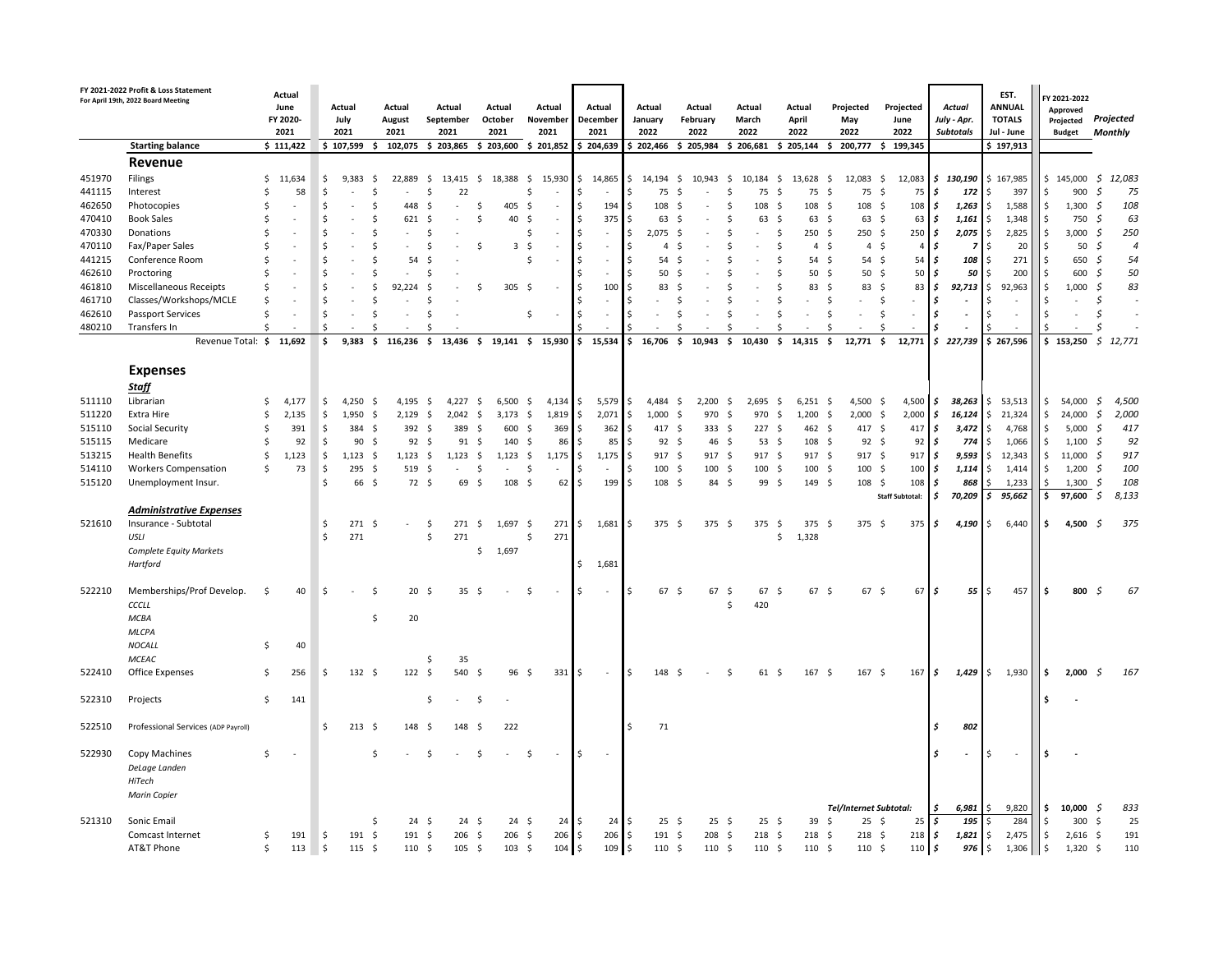**FY 2021-2022 Profit & Loss Statement**
**For April 19th, 2022 Board Meeting**

| | | Actual June FY 2020-2021 | Actual July 2021 | Actual August 2021 | Actual September 2021 | Actual October 2021 | Actual November 2021 | Actual December 2021 | Actual January 2022 | Actual February 2022 | Actual March 2022 | Actual April 2022 | Projected May 2022 | Projected June 2022 | Actual July - Apr. Subtotals | EST. ANNUAL TOTALS Jul - June | FY 2021-2022 Approved Projected Budget | Projected Monthly |
|---|---|---|---|---|---|---|---|---|---|---|---|---|---|---|---|---|---|---|
| | **Starting balance** | $ 111,422 | $ 107,599 | $ 102,075 | $ 203,865 | $ 203,600 | $ 201,852 | $ 204,639 | $ 202,466 | $ 205,984 | $ 206,681 | $ 205,144 | $ 200,777 | $ 199,345 | | $ 197,913 | | |
| | **Revenue** | | | | | | | | | | | | | | | | | |
| 451970 | Filings | $ 11,634 | $ 9,383 | $ 22,889 | $ 13,415 | $ 18,388 | $ 15,930 | $ 14,865 | $ 14,194 | $ 10,943 | $ 10,184 | $ 13,628 | $ 12,083 | $ 12,083 | $ 130,190 | $ 167,985 | $ 145,000 | $ 12,083 |
| 441115 | Interest | $ 58 | $ - | $ - | $ 22 | | $ - | $ - | $ 75 | $ - | $ 75 | $ 75 | $ 75 | $ 75 | $ 172 | $ 397 | $ 900 | $ 75 |
| 462650 | Photocopies | $ - | $ - | $ 448 | $ - | $ 405 | $ - | $ 194 | $ 108 | $ - | $ 108 | $ 108 | $ 108 | $ 108 | $ 1,263 | $ 1,588 | $ 1,300 | $ 108 |
| 470410 | Book Sales | $ - | $ - | $ 621 | $ - | $ 40 | $ - | $ 375 | $ 63 | $ - | $ 63 | $ 63 | $ 63 | $ 63 | $ 1,161 | $ 1,348 | $ 750 | $ 63 |
| 470330 | Donations | $ - | $ - | $ - | $ - | | $ - | $ - | $ 2,075 | $ - | $ - | $ 250 | $ 250 | $ 250 | $ 2,075 | $ 2,825 | $ 3,000 | $ 250 |
| 470110 | Fax/Paper Sales | $ - | $ - | $ - | $ - | $ 3 | $ - | $ - | $ 4 | $ - | $ - | $ 4 | $ 4 | $ 4 | $ 7 | $ 20 | $ 50 | $ 4 |
| 441215 | Conference Room | $ - | $ - | $ 54 | $ - | | $ - | $ - | $ 54 | $ - | $ - | $ 54 | $ 54 | $ 54 | $ 108 | $ 271 | $ 650 | $ 54 |
| 462610 | Proctoring | $ - | $ - | $ - | $ - | | | $ - | $ 50 | $ - | $ - | $ 50 | $ 50 | $ 50 | $ 50 | $ 200 | $ 600 | $ 50 |
| 461810 | Miscellaneous Receipts | $ - | $ - | $ 92,224 | $ - | $ 305 | $ - | $ 100 | $ 83 | $ - | $ - | $ 83 | $ 83 | $ 83 | $ 92,713 | $ 92,963 | $ 1,000 | $ 83 |
| 461710 | Classes/Workshops/MCLE | $ - | $ - | $ - | $ - | | | $ - | $ - | $ - | $ - | $ - | $ - | $ - | $ - | $ - | $ - | $ - |
| 462610 | Passport Services | $ - | $ - | $ - | $ - | | $ - | $ - | $ - | $ - | $ - | $ - | $ - | $ - | $ - | $ - | $ - | $ - |
| 480210 | Transfers In | $ - | $ - | $ - | $ - | | | $ - | $ - | $ - | $ - | $ - | $ - | $ - | $ - | $ - | $ - | $ - |
| | Revenue Total: | $ 11,692 | $ 9,383 | $ 116,236 | $ 13,436 | $ 19,141 | $ 15,930 | $ 15,534 | $ 16,706 | $ 10,943 | $ 10,430 | $ 14,315 | $ 12,771 | $ 12,771 | $ 227,739 | $ 267,596 | $ 153,250 | $ 12,771 |
| | **Expenses** | | | | | | | | | | | | | | | | | |
| | ***Staff*** | | | | | | | | | | | | | | | | | |
| 511110 | Librarian | $ 4,177 | $ 4,250 | $ 4,195 | $ 4,227 | $ 6,500 | $ 4,134 | $ 5,579 | $ 4,484 | $ 2,200 | $ 2,695 | $ 6,251 | $ 4,500 | $ 4,500 | $ 38,263 | $ 53,513 | $ 54,000 | $ 4,500 |
| 511220 | Extra Hire | $ 2,135 | $ 1,950 | $ 2,129 | $ 2,042 | $ 3,173 | $ 1,819 | $ 2,071 | $ 1,000 | $ 970 | $ 970 | $ 1,200 | $ 2,000 | $ 2,000 | $ 16,124 | $ 21,324 | $ 24,000 | $ 2,000 |
| 515110 | Social Security | $ 391 | $ 384 | $ 392 | $ 389 | $ 600 | $ 369 | $ 362 | $ 417 | $ 333 | $ 227 | $ 462 | $ 417 | $ 417 | $ 3,472 | $ 4,768 | $ 5,000 | $ 417 |
| 515115 | Medicare | $ 92 | $ 90 | $ 92 | $ 91 | $ 140 | $ 86 | $ 85 | $ 92 | $ 46 | $ 53 | $ 108 | $ 92 | $ 92 | $ 774 | $ 1,066 | $ 1,100 | $ 92 |
| 513215 | Health Benefits | $ 1,123 | $ 1,123 | $ 1,123 | $ 1,123 | $ 1,123 | $ 1,175 | $ 1,175 | $ 917 | $ 917 | $ 917 | $ 917 | $ 917 | $ 917 | $ 9,593 | $ 12,343 | $ 11,000 | $ 917 |
| 514110 | Workers Compensation | $ 73 | $ 295 | $ 519 | $ - | $ - | $ - | $ - | $ 100 | $ 100 | $ 100 | $ 100 | $ 100 | $ 100 | $ 1,114 | $ 1,414 | $ 1,200 | $ 100 |
| 515120 | Unemployment Insur. | | $ 66 | $ 72 | $ 69 | $ 108 | $ 62 | $ 199 | $ 108 | $ 84 | $ 99 | $ 149 | $ 108 | $ 108 | $ 868 | $ 1,233 | $ 1,300 | $ 108 |
| | | | | | | | | | | | | | | Staff Subtotal: | $ 70,209 | $ 95,662 | $ 97,600 | $ 8,133 |
| | ***Administrative Expenses*** | | | | | | | | | | | | | | | | | |
| 521610 | Insurance - Subtotal | | $ 271 | $ - | $ 271 | $ 1,697 | $ 271 | $ 1,681 | $ 375 | $ 375 | $ 375 | $ 375 | $ 375 | $ 375 | $ 4,190 | $ 6,440 | $ 4,500 | $ 375 |
| | *USLI* | | $ 271 | | $ 271 | | $ 271 | | | | | $ 1,328 | | | | | | |
| | *Complete Equity Markets* | | | | | $ 1,697 | | | | | | | | | | | | |
| | *Hartford* | | | | | | | $ 1,681 | | | | | | | | | | |
| 522210 | Memberships/Prof Develop. | $ 40 | $ - | $ 20 | $ 35 | $ - | $ - | $ - | $ 67 | $ 67 | $ 67 | $ 67 | $ 67 | $ 67 | $ 55 | $ 457 | $ 800 | $ 67 |
| | *CCCLL* | | | | | | | | | | $ 420 | | | | | | | |
| | *MCBA* | | | $ 20 | | | | | | | | | | | | | | |
| | *MLCPA* | | | | | | | | | | | | | | | | | |
| | *NOCALL* | $ 40 | | | | | | | | | | | | | | | | |
| | *MCEAC* | | | | $ 35 | | | | | | | | | | | | | |
| 522410 | Office Expenses | $ 256 | $ 132 | $ 122 | $ 540 | $ 96 | $ 331 | $ - | $ 148 | $ - | $ 61 | $ 167 | $ 167 | $ 167 | $ 1,429 | $ 1,930 | $ 2,000 | $ 167 |
| 522310 | Projects | $ 141 | | | $ - | $ - | | | | | | | | | | | $ - | |
| 522510 | Professional Services (ADP Payroll) | | $ 213 | $ 148 | $ 148 | $ 222 | | | $ 71 | | | | | | $ 802 | | | |
| 522930 | Copy Machines | $ - | | $ - | $ - | $ - | $ - | $ - | | | | | | | $ - | $ - | $ - | |
| | *DeLage Landen* | | | | | | | | | | | | | | | | | |
| | *HiTech* | | | | | | | | | | | | | | | | | |
| | *Marin Copier* | | | | | | | | | | | | | | | | | |
| | | | | | | | | | | | | | Tel/Internet Subtotal: | | $ 6,981 | $ 9,820 | $ 10,000 | $ 833 |
| 521310 | Sonic Email | | | $ 24 | $ 24 | $ 24 | $ 24 | $ 24 | $ 25 | $ 25 | $ 25 | $ 39 | $ 25 | $ 25 | $ 195 | $ 284 | $ 300 | $ 25 |
| | Comcast Internet | $ 191 | $ 191 | $ 191 | $ 206 | $ 206 | $ 206 | $ 206 | $ 191 | $ 208 | $ 218 | $ 218 | $ 218 | $ 218 | $ 1,821 | $ 2,475 | $ 2,616 | $ 191 |
| | AT&T Phone | $ 113 | $ 115 | $ 110 | $ 105 | $ 103 | $ 104 | $ 109 | $ 110 | $ 110 | $ 110 | $ 110 | $ 110 | $ 110 | $ 976 | $ 1,306 | $ 1,320 | $ 110 |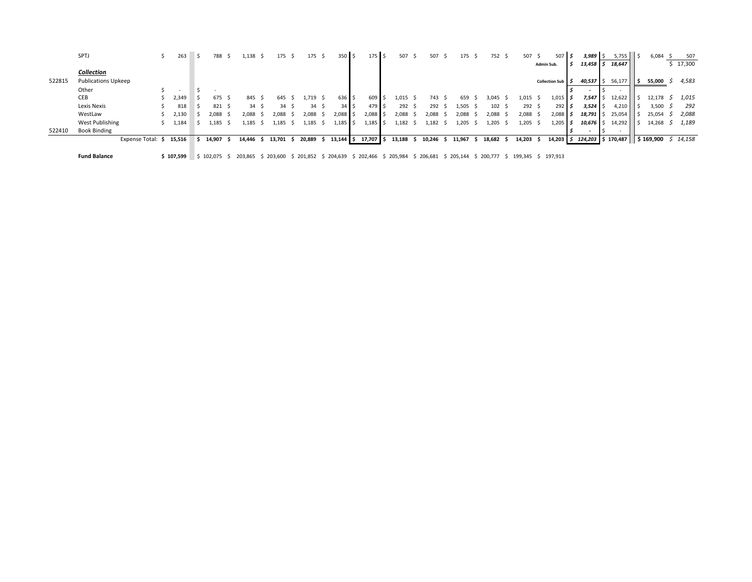| | | | | | | | | | | | | | | | | | | | | |
|---|---|---|---|---|---|---|---|---|---|---|---|---|---|---|---|---|---|---|---|---|
| | SPTJ | $ 263 | $ 788 | $ 1,138 | $ 175 | $ 175 | $ 350 | $ 175 | $ 507 | $ 507 | $ 175 | $ 752 | $ 507 | $ 507 | ***$ 3,989*** | $ 5,755 | $ 6,084 | $ 507 |
| | | | | | | | | | | | | | | Admin Sub. | ***$ 13,458*** | ***$ 18,647*** | | $ 17,300 |
| | ***Collection*** | | | | | | | | | | | | | | | | | |
| 522815 | Publications Upkeep | | | | | | | | | | | | | Collection Sub | ***$ 40,537*** | $ 56,177 | **$ 55,000** | *$ 4,583* |
| | Other | $ - | $ - | | | | | | | | | | | | ***$ -*** | $ - | | |
| | CEB | $ 2,349 | $ 675 | $ 845 | $ 645 | $ 1,719 | $ 636 | $ 609 | $ 1,015 | $ 743 | $ 659 | $ 3,045 | $ 1,015 | $ 1,015 | ***$ 7,547*** | $ 12,622 | $ 12,178 | *$ 1,015* |
| | Lexis Nexis | $ 818 | $ 821 | $ 34 | $ 34 | $ 34 | $ 34 | $ 479 | $ 292 | $ 292 | $ 1,505 | $ 102 | $ 292 | $ 292 | ***$ 3,524*** | $ 4,210 | $ 3,500 | *$ 292* |
| | WestLaw | $ 2,130 | $ 2,088 | $ 2,088 | $ 2,088 | $ 2,088 | $ 2,088 | $ 2,088 | $ 2,088 | $ 2,088 | $ 2,088 | $ 2,088 | $ 2,088 | $ 2,088 | ***$ 18,791*** | $ 25,054 | $ 25,054 | *$ 2,088* |
| | West Publishing | $ 1,184 | $ 1,185 | $ 1,185 | $ 1,185 | $ 1,185 | $ 1,185 | $ 1,185 | $ 1,182 | $ 1,182 | $ 1,205 | $ 1,205 | $ 1,205 | $ 1,205 | ***$ 10,676*** | $ 14,292 | $ 14,268 | *$ 1,189* |
| 522410 | Book Binding | | | | | | | | | | | | | | ***$ -*** | $ - | | |
| | Expense Total: | **$ 15,516** | **$ 14,907** | **$ 14,446** | **$ 13,701** | **$ 20,889** | **$ 13,144** | **$ 17,707** | **$ 13,188** | **$ 10,246** | **$ 11,967** | **$ 18,682** | **$ 14,203** | **$ 14,203** | ***$ 124,203*** | **$ 170,487** | **$ 169,900** | *$ 14,158* |
| | **Fund Balance** | **$ 107,599** | $ 102,075 | $ 203,865 | $ 203,600 | $ 201,852 | $ 204,639 | $ 202,466 | $ 205,984 | $ 206,681 | $ 205,144 | $ 200,777 | $ 199,345 | $ 197,913 | | | | |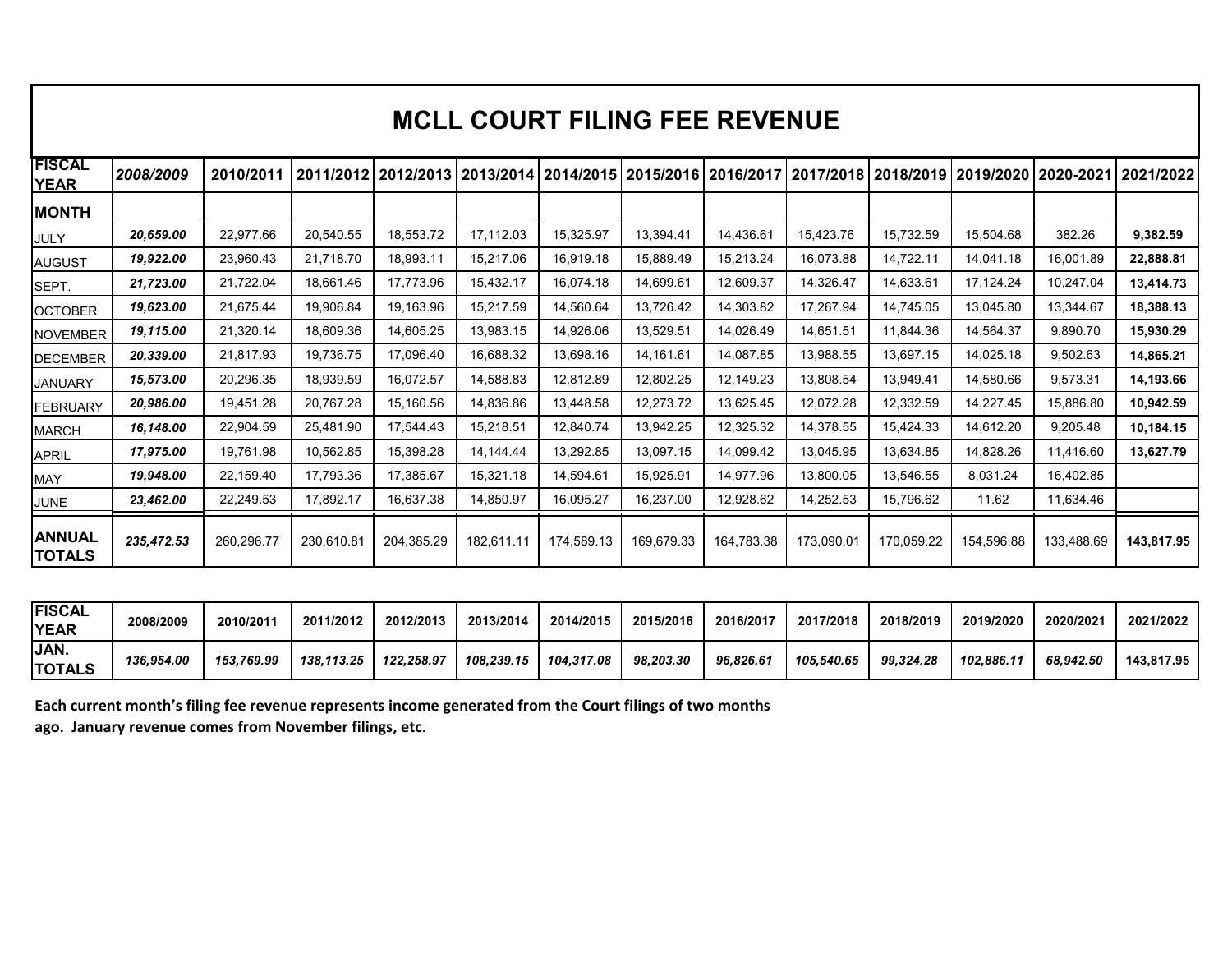# MCLL COURT FILING FEE REVENUE

| FISCAL YEAR | *2008/2009* | 2010/2011 | 2011/2012 | 2012/2013 | 2013/2014 | 2014/2015 | 2015/2016 | 2016/2017 | 2017/2018 | 2018/2019 | 2019/2020 | 2020-2021 | 2021/2022 |
|---|---|---|---|---|---|---|---|---|---|---|---|---|---|
| **MONTH** | | | | | | | | | | | | | |
| JULY | ***20,659.00*** | 22,977.66 | 20,540.55 | 18,553.72 | 17,112.03 | 15,325.97 | 13,394.41 | 14,436.61 | 15,423.76 | 15,732.59 | 15,504.68 | 382.26 | **9,382.59** |
| AUGUST | ***19,922.00*** | 23,960.43 | 21,718.70 | 18,993.11 | 15,217.06 | 16,919.18 | 15,889.49 | 15,213.24 | 16,073.88 | 14,722.11 | 14,041.18 | 16,001.89 | **22,888.81** |
| SEPT. | ***21,723.00*** | 21,722.04 | 18,661.46 | 17,773.96 | 15,432.17 | 16,074.18 | 14,699.61 | 12,609.37 | 14,326.47 | 14,633.61 | 17,124.24 | 10,247.04 | **13,414.73** |
| OCTOBER | ***19,623.00*** | 21,675.44 | 19,906.84 | 19,163.96 | 15,217.59 | 14,560.64 | 13,726.42 | 14,303.82 | 17,267.94 | 14,745.05 | 13,045.80 | 13,344.67 | **18,388.13** |
| NOVEMBER | ***19,115.00*** | 21,320.14 | 18,609.36 | 14,605.25 | 13,983.15 | 14,926.06 | 13,529.51 | 14,026.49 | 14,651.51 | 11,844.36 | 14,564.37 | 9,890.70 | **15,930.29** |
| DECEMBER | ***20,339.00*** | 21,817.93 | 19,736.75 | 17,096.40 | 16,688.32 | 13,698.16 | 14,161.61 | 14,087.85 | 13,988.55 | 13,697.15 | 14,025.18 | 9,502.63 | **14,865.21** |
| JANUARY | ***15,573.00*** | 20,296.35 | 18,939.59 | 16,072.57 | 14,588.83 | 12,812.89 | 12,802.25 | 12,149.23 | 13,808.54 | 13,949.41 | 14,580.66 | 9,573.31 | **14,193.66** |
| FEBRUARY | ***20,986.00*** | 19,451.28 | 20,767.28 | 15,160.56 | 14,836.86 | 13,448.58 | 12,273.72 | 13,625.45 | 12,072.28 | 12,332.59 | 14,227.45 | 15,886.80 | **10,942.59** |
| MARCH | ***16,148.00*** | 22,904.59 | 25,481.90 | 17,544.43 | 15,218.51 | 12,840.74 | 13,942.25 | 12,325.32 | 14,378.55 | 15,424.33 | 14,612.20 | 9,205.48 | **10,184.15** |
| APRIL | ***17,975.00*** | 19,761.98 | 10,562.85 | 15,398.28 | 14,144.44 | 13,292.85 | 13,097.15 | 14,099.42 | 13,045.95 | 13,634.85 | 14,828.26 | 11,416.60 | **13,627.79** |
| MAY | ***19,948.00*** | 22,159.40 | 17,793.36 | 17,385.67 | 15,321.18 | 14,594.61 | 15,925.91 | 14,977.96 | 13,800.05 | 13,546.55 | 8,031.24 | 16,402.85 | |
| JUNE | ***23,462.00*** | 22,249.53 | 17,892.17 | 16,637.38 | 14,850.97 | 16,095.27 | 16,237.00 | 12,928.62 | 14,252.53 | 15,796.62 | 11.62 | 11,634.46 | |
| **ANNUAL TOTALS** | ***235,472.53*** | 260,296.77 | 230,610.81 | 204,385.29 | 182,611.11 | 174,589.13 | 169,679.33 | 164,783.38 | 173,090.01 | 170,059.22 | 154,596.88 | 133,488.69 | **143,817.95** |

| FISCAL YEAR | 2008/2009 | 2010/2011 | 2011/2012 | 2012/2013 | 2013/2014 | 2014/2015 | 2015/2016 | 2016/2017 | 2017/2018 | 2018/2019 | 2019/2020 | 2020/2021 | 2021/2022 |
|---|---|---|---|---|---|---|---|---|---|---|---|---|---|
| **JAN. TOTALS** | ***136,954.00*** | ***153,769.99*** | ***138,113.25*** | ***122,258.97*** | ***108,239.15*** | ***104,317.08*** | ***98,203.30*** | ***96,826.61*** | ***105,540.65*** | ***99,324.28*** | ***102,886.11*** | ***68,942.50*** | **143,817.95** |

**Each current month's filing fee revenue represents income generated from the Court filings of two months ago. January revenue comes from November filings, etc.**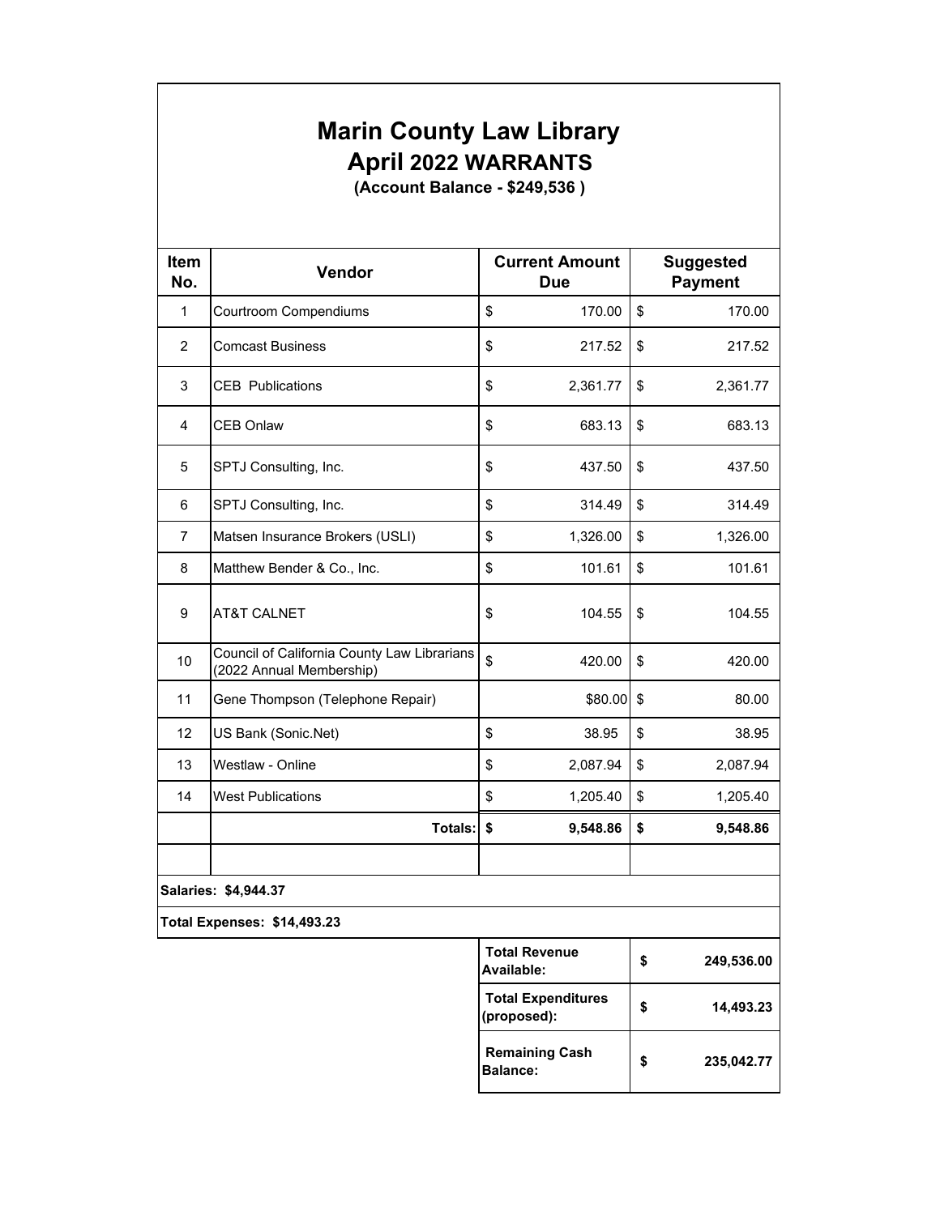# Marin County Law Library
## April 2022 WARRANTS
**(Account Balance - $249,536 )**

| Item No. | Vendor | Current Amount Due | Suggested Payment |
|---|---|---|---|
| 1 | Courtroom Compendiums | $ 170.00 | $ 170.00 |
| 2 | Comcast Business | $ 217.52 | $ 217.52 |
| 3 | CEB Publications | $ 2,361.77 | $ 2,361.77 |
| 4 | CEB Onlaw | $ 683.13 | $ 683.13 |
| 5 | SPTJ Consulting, Inc. | $ 437.50 | $ 437.50 |
| 6 | SPTJ Consulting, Inc. | $ 314.49 | $ 314.49 |
| 7 | Matsen Insurance Brokers (USLI) | $ 1,326.00 | $ 1,326.00 |
| 8 | Matthew Bender & Co., Inc. | $ 101.61 | $ 101.61 |
| 9 | AT&T CALNET | $ 104.55 | $ 104.55 |
| 10 | Council of California County Law Librarians (2022 Annual Membership) | $ 420.00 | $ 420.00 |
| 11 | Gene Thompson (Telephone Repair) | $80.00 | $ 80.00 |
| 12 | US Bank (Sonic.Net) | $ 38.95 | $ 38.95 |
| 13 | Westlaw - Online | $ 2,087.94 | $ 2,087.94 |
| 14 | West Publications | $ 1,205.40 | $ 1,205.40 |
| | **Totals:** | **$ 9,548.86** | **$ 9,548.86** |
| | | | |
| **Salaries: $4,944.37** | | | |
| **Total Expenses: $14,493.23** | | | |

| | |
|---|---|
| **Total Revenue Available:** | **$ 249,536.00** |
| **Total Expenditures (proposed):** | **$ 14,493.23** |
| **Remaining Cash Balance:** | **$ 235,042.77** |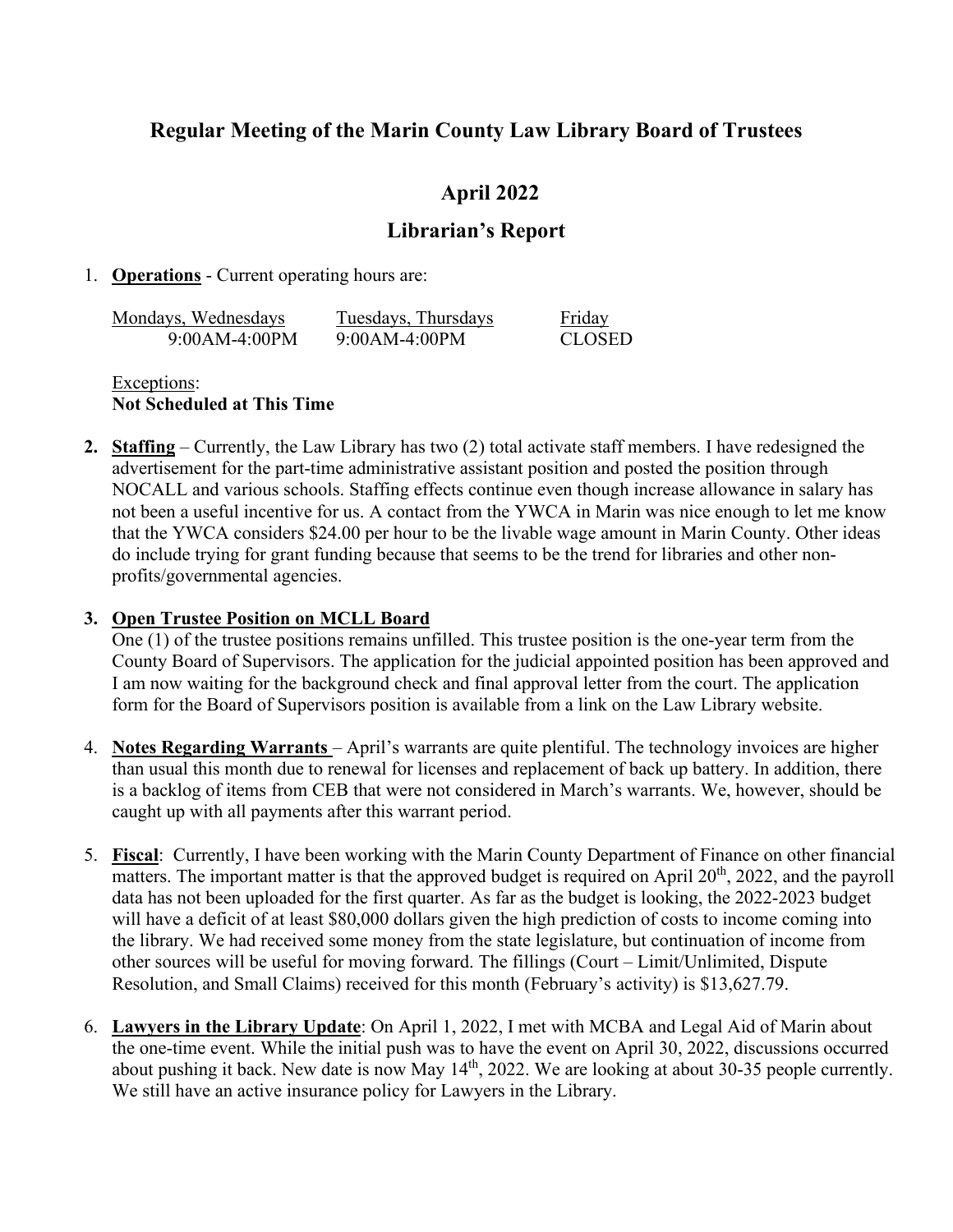## Regular Meeting of the Marin County Law Library Board of Trustees

## April 2022

## Librarian's Report

1. **Operations** - Current operating hours are:

| Mondays, Wednesdays | Tuesdays, Thursdays | Friday |
|---|---|---|
| 9:00AM-4:00PM | 9:00AM-4:00PM | CLOSED |

   Exceptions:
   **Not Scheduled at This Time**

2. **Staffing** – Currently, the Law Library has two (2) total activate staff members. I have redesigned the advertisement for the part-time administrative assistant position and posted the position through NOCALL and various schools. Staffing effects continue even though increase allowance in salary has not been a useful incentive for us. A contact from the YWCA in Marin was nice enough to let me know that the YWCA considers $24.00 per hour to be the livable wage amount in Marin County. Other ideas do include trying for grant funding because that seems to be the trend for libraries and other non-profits/governmental agencies.

3. **Open Trustee Position on MCLL Board**
   One (1) of the trustee positions remains unfilled. This trustee position is the one-year term from the County Board of Supervisors. The application for the judicial appointed position has been approved and I am now waiting for the background check and final approval letter from the court. The application form for the Board of Supervisors position is available from a link on the Law Library website.

4. **Notes Regarding Warrants** – April's warrants are quite plentiful. The technology invoices are higher than usual this month due to renewal for licenses and replacement of back up battery. In addition, there is a backlog of items from CEB that were not considered in March's warrants. We, however, should be caught up with all payments after this warrant period.

5. **Fiscal**: Currently, I have been working with the Marin County Department of Finance on other financial matters. The important matter is that the approved budget is required on April 20th, 2022, and the payroll data has not been uploaded for the first quarter. As far as the budget is looking, the 2022-2023 budget will have a deficit of at least $80,000 dollars given the high prediction of costs to income coming into the library. We had received some money from the state legislature, but continuation of income from other sources will be useful for moving forward. The fillings (Court – Limit/Unlimited, Dispute Resolution, and Small Claims) received for this month (February's activity) is $13,627.79.

6. **Lawyers in the Library Update**: On April 1, 2022, I met with MCBA and Legal Aid of Marin about the one-time event. While the initial push was to have the event on April 30, 2022, discussions occurred about pushing it back. New date is now May 14th, 2022. We are looking at about 30-35 people currently. We still have an active insurance policy for Lawyers in the Library.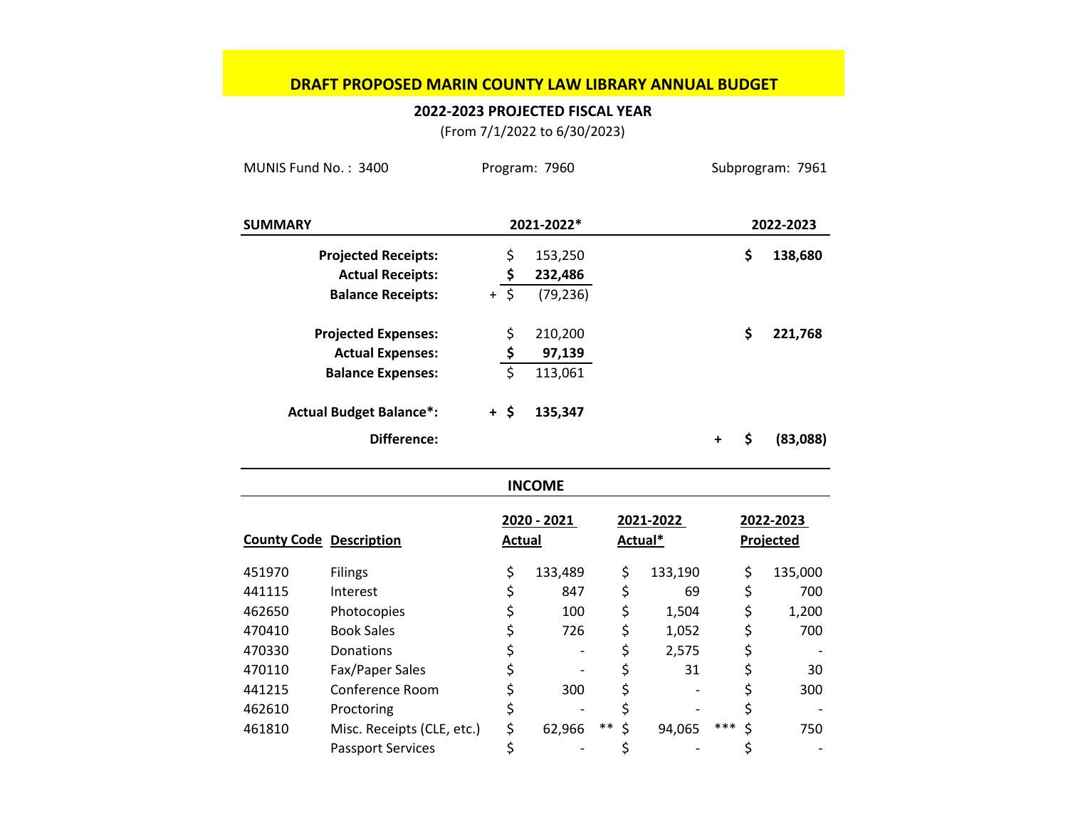# DRAFT PROPOSED MARIN COUNTY LAW LIBRARY ANNUAL BUDGET

## 2022-2023 PROJECTED FISCAL YEAR

(From 7/1/2022 to 6/30/2023)

MUNIS Fund No. : 3400 Program: 7960 Subprogram: 7961

| SUMMARY | 2021-2022* | 2022-2023 |
|---|---|---|
| **Projected Receipts:** | $ 153,250 | **$ 138,680** |
| **Actual Receipts:** | **$ 232,486** | |
| **Balance Receipts:** | + $ (79,236) | |
| **Projected Expenses:** | $ 210,200 | **$ 221,768** |
| **Actual Expenses:** | **$ 97,139** | |
| **Balance Expenses:** | $ 113,061 | |
| **Actual Budget Balance*:** | **+ $ 135,347** | |
| **Difference:** | | **+ $ (83,088)** |

### INCOME

| County Code | Description | 2020 - 2021 Actual | | 2021-2022 Actual* | | 2022-2023 Projected |
|---|---|---|---|---|---|---|
| 451970 | Filings | $ 133,489 | | $ 133,190 | | $ 135,000 |
| 441115 | Interest | $ 847 | | $ 69 | | $ 700 |
| 462650 | Photocopies | $ 100 | | $ 1,504 | | $ 1,200 |
| 470410 | Book Sales | $ 726 | | $ 1,052 | | $ 700 |
| 470330 | Donations | $ - | | $ 2,575 | | $ - |
| 470110 | Fax/Paper Sales | $ - | | $ 31 | | $ 30 |
| 441215 | Conference Room | $ 300 | | $ - | | $ 300 |
| 462610 | Proctoring | $ - | | $ - | | $ - |
| 461810 | Misc. Receipts (CLE, etc.) | $ 62,966 | ** | $ 94,065 | *** | $ 750 |
| | Passport Services | $ - | | $ - | | $ - |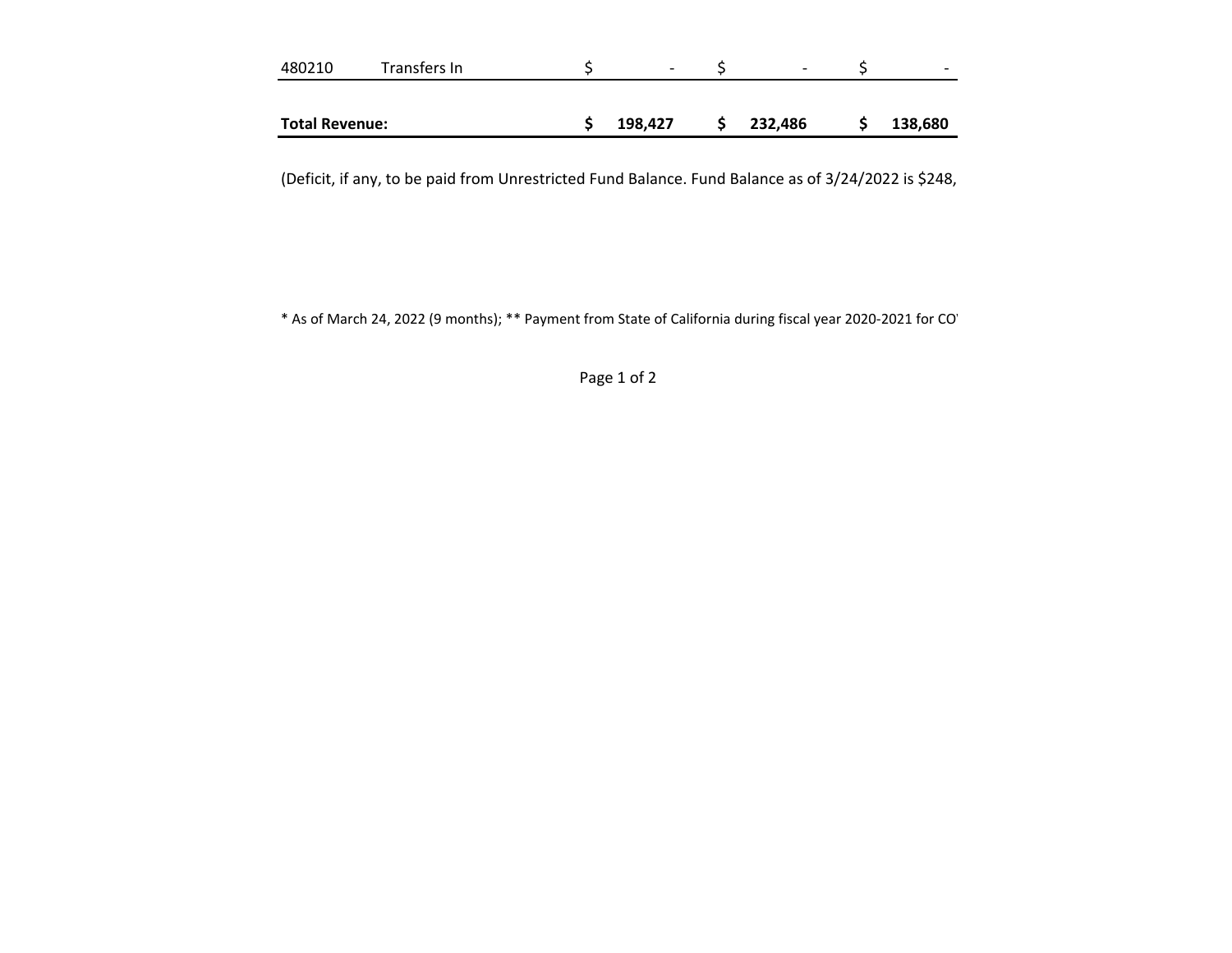| | | | | |
|---|---|---|---|---|
| 480210 | Transfers In | $ - | $ - | $ - |
| **Total Revenue:** | | **$ 198,427** | **$ 232,486** | **$ 138,680** |

(Deficit, if any, to be paid from Unrestricted Fund Balance. Fund Balance as of 3/24/2022 is $248,

* As of March 24, 2022 (9 months); ** Payment from State of California during fiscal year 2020-2021 for CO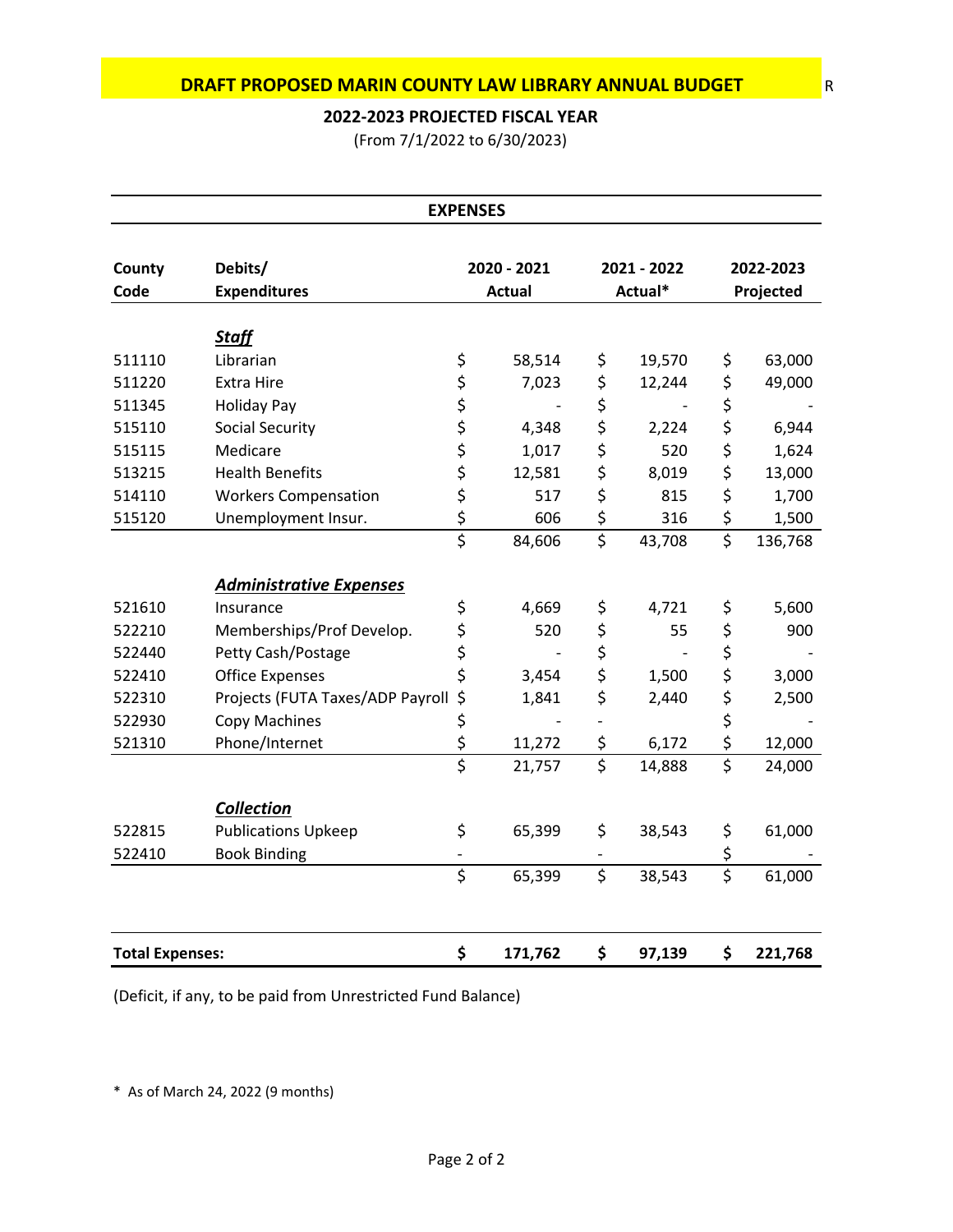## DRAFT PROPOSED MARIN COUNTY LAW LIBRARY ANNUAL BUDGET

R

### 2022-2023 PROJECTED FISCAL YEAR

(From 7/1/2022 to 6/30/2023)

**EXPENSES**

| County Code | Debits/ Expenditures | 2020 - 2021 Actual | 2021 - 2022 Actual* | 2022-2023 Projected |
|---|---|---|---|---|
| | ***Staff*** | | | |
| 511110 | Librarian | $ 58,514 | $ 19,570 | $ 63,000 |
| 511220 | Extra Hire | $ 7,023 | $ 12,244 | $ 49,000 |
| 511345 | Holiday Pay | $ - | $ - | $ - |
| 515110 | Social Security | $ 4,348 | $ 2,224 | $ 6,944 |
| 515115 | Medicare | $ 1,017 | $ 520 | $ 1,624 |
| 513215 | Health Benefits | $ 12,581 | $ 8,019 | $ 13,000 |
| 514110 | Workers Compensation | $ 517 | $ 815 | $ 1,700 |
| 515120 | Unemployment Insur. | $ 606 | $ 316 | $ 1,500 |
| | | $ 84,606 | $ 43,708 | $ 136,768 |
| | ***Administrative Expenses*** | | | |
| 521610 | Insurance | $ 4,669 | $ 4,721 | $ 5,600 |
| 522210 | Memberships/Prof Develop. | $ 520 | $ 55 | $ 900 |
| 522440 | Petty Cash/Postage | $ - | $ - | $ - |
| 522410 | Office Expenses | $ 3,454 | $ 1,500 | $ 3,000 |
| 522310 | Projects (FUTA Taxes/ADP Payroll | $ 1,841 | $ 2,440 | $ 2,500 |
| 522930 | Copy Machines | $ - | - | $ - |
| 521310 | Phone/Internet | $ 11,272 | $ 6,172 | $ 12,000 |
| | | $ 21,757 | $ 14,888 | $ 24,000 |
| | ***Collection*** | | | |
| 522815 | Publications Upkeep | $ 65,399 | $ 38,543 | $ 61,000 |
| 522410 | Book Binding | - | - | $ - |
| | | $ 65,399 | $ 38,543 | $ 61,000 |
| **Total Expenses:** | | **$ 171,762** | **$ 97,139** | **$ 221,768** |

(Deficit, if any, to be paid from Unrestricted Fund Balance)

\* As of March 24, 2022 (9 months)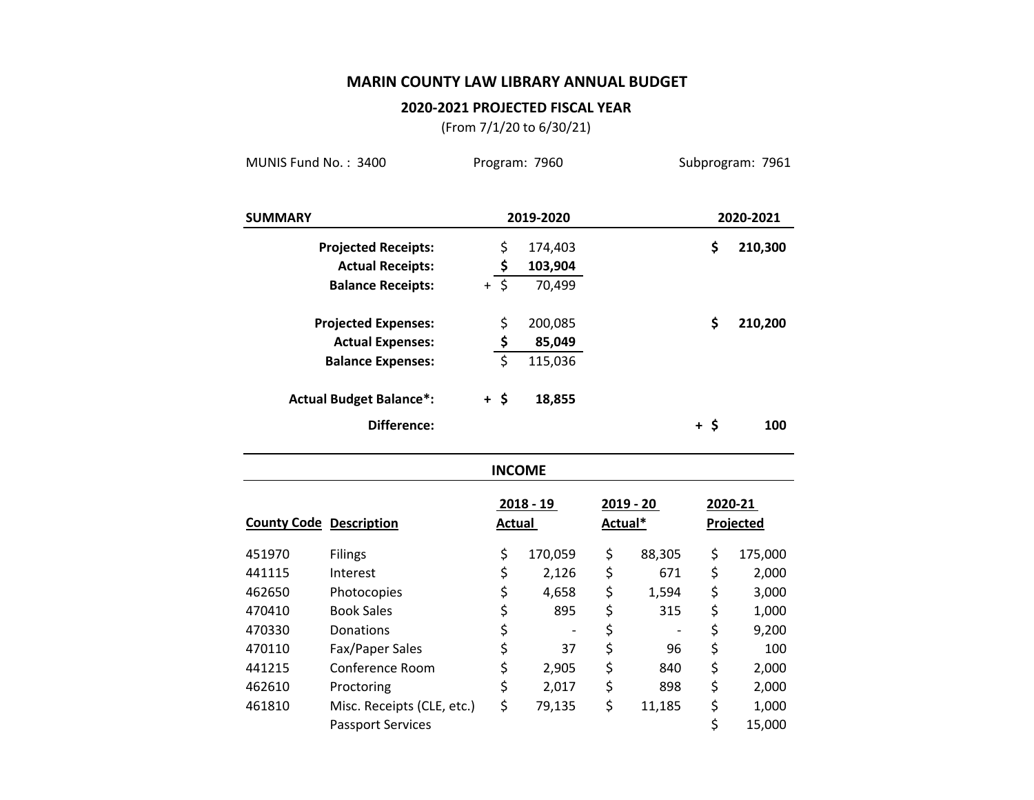# MARIN COUNTY LAW LIBRARY ANNUAL BUDGET

## 2020-2021 PROJECTED FISCAL YEAR

(From 7/1/20 to 6/30/21)

MUNIS Fund No. : 3400 | Program: 7960 | Subprogram: 7961

| SUMMARY | 2019-2020 | 2020-2021 |
|---|---|---|
| **Projected Receipts:** | $ 174,403 | **$ 210,300** |
| **Actual Receipts:** | **$ 103,904** | |
| **Balance Receipts:** | + $ 70,499 | |
| **Projected Expenses:** | $ 200,085 | **$ 210,200** |
| **Actual Expenses:** | **$ 85,049** | |
| **Balance Expenses:** | $ 115,036 | |
| **Actual Budget Balance*:** | **+ $ 18,855** | |
| **Difference:** | | **+ $ 100** |

## INCOME

| County Code | Description | 2018 - 19 Actual | 2019 - 20 Actual* | 2020-21 Projected |
|---|---|---|---|---|
| 451970 | Filings | $ 170,059 | $ 88,305 | $ 175,000 |
| 441115 | Interest | $ 2,126 | $ 671 | $ 2,000 |
| 462650 | Photocopies | $ 4,658 | $ 1,594 | $ 3,000 |
| 470410 | Book Sales | $ 895 | $ 315 | $ 1,000 |
| 470330 | Donations | $ - | $ - | $ 9,200 |
| 470110 | Fax/Paper Sales | $ 37 | $ 96 | $ 100 |
| 441215 | Conference Room | $ 2,905 | $ 840 | $ 2,000 |
| 462610 | Proctoring | $ 2,017 | $ 898 | $ 2,000 |
| 461810 | Misc. Receipts (CLE, etc.) | $ 79,135 | $ 11,185 | $ 1,000 |
| | Passport Services | | | $ 15,000 |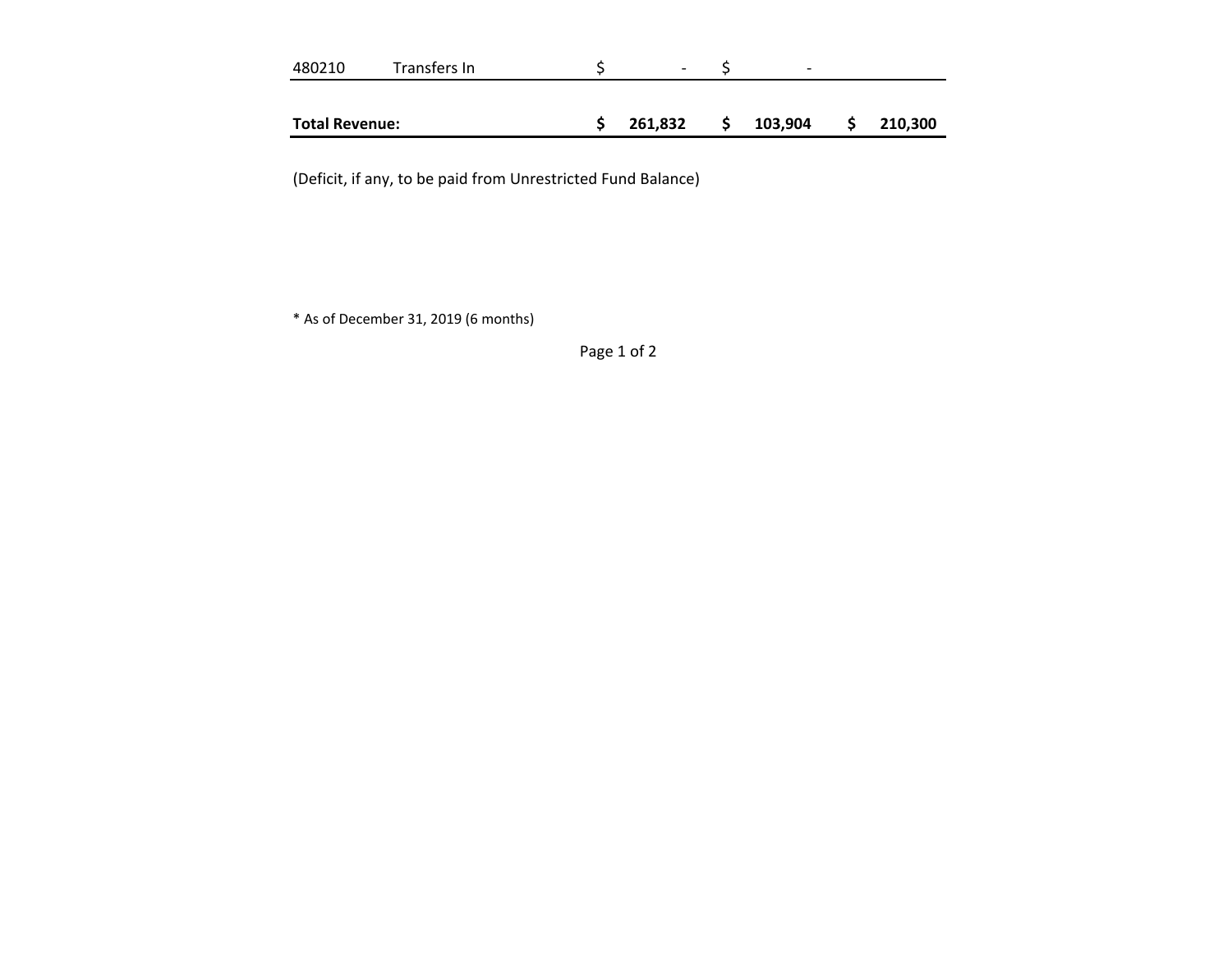| | | | | |
|---|---|---|---|---|
| 480210 | Transfers In | $ - | $ - | |
| | | | | |
| **Total Revenue:** | | **$ 261,832** | **$ 103,904** | **$ 210,300** |

(Deficit, if any, to be paid from Unrestricted Fund Balance)

* As of December 31, 2019 (6 months)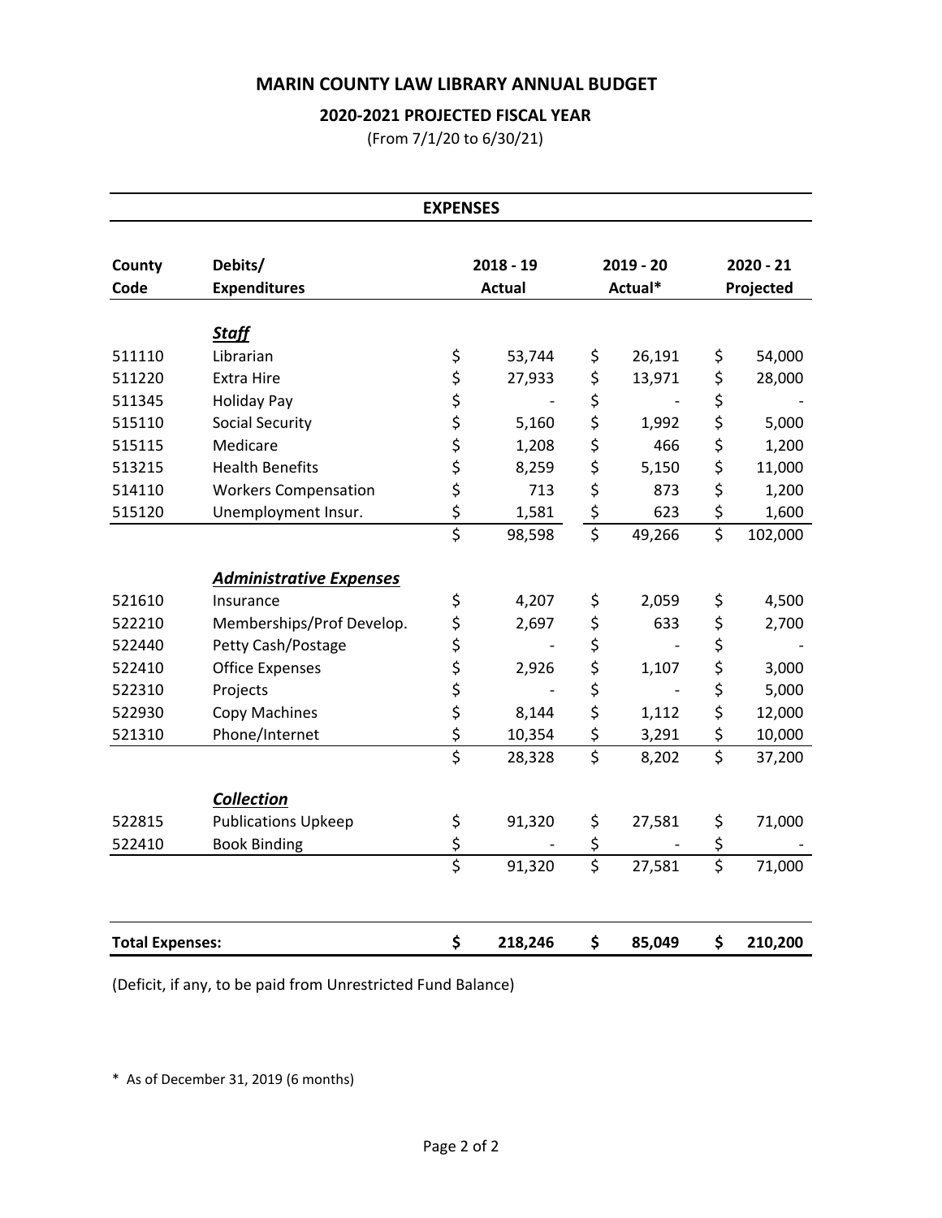# MARIN COUNTY LAW LIBRARY ANNUAL BUDGET

## 2020-2021 PROJECTED FISCAL YEAR

(From 7/1/20 to 6/30/21)

### EXPENSES

| County Code | Debits/ Expenditures | 2018 - 19 Actual | 2019 - 20 Actual* | 2020 - 21 Projected |
|---|---|---|---|---|
| | ***Staff*** | | | |
| 511110 | Librarian | $ 53,744 | $ 26,191 | $ 54,000 |
| 511220 | Extra Hire | $ 27,933 | $ 13,971 | $ 28,000 |
| 511345 | Holiday Pay | $ - | $ - | $ - |
| 515110 | Social Security | $ 5,160 | $ 1,992 | $ 5,000 |
| 515115 | Medicare | $ 1,208 | $ 466 | $ 1,200 |
| 513215 | Health Benefits | $ 8,259 | $ 5,150 | $ 11,000 |
| 514110 | Workers Compensation | $ 713 | $ 873 | $ 1,200 |
| 515120 | Unemployment Insur. | $ 1,581 | $ 623 | $ 1,600 |
| | | $ 98,598 | $ 49,266 | $ 102,000 |
| | ***Administrative Expenses*** | | | |
| 521610 | Insurance | $ 4,207 | $ 2,059 | $ 4,500 |
| 522210 | Memberships/Prof Develop. | $ 2,697 | $ 633 | $ 2,700 |
| 522440 | Petty Cash/Postage | $ - | $ - | $ - |
| 522410 | Office Expenses | $ 2,926 | $ 1,107 | $ 3,000 |
| 522310 | Projects | $ - | $ - | $ 5,000 |
| 522930 | Copy Machines | $ 8,144 | $ 1,112 | $ 12,000 |
| 521310 | Phone/Internet | $ 10,354 | $ 3,291 | $ 10,000 |
| | | $ 28,328 | $ 8,202 | $ 37,200 |
| | ***Collection*** | | | |
| 522815 | Publications Upkeep | $ 91,320 | $ 27,581 | $ 71,000 |
| 522410 | Book Binding | $ - | $ - | $ - |
| | | $ 91,320 | $ 27,581 | $ 71,000 |
| **Total Expenses:** | | **$ 218,246** | **$ 85,049** | **$ 210,200** |

(Deficit, if any, to be paid from Unrestricted Fund Balance)

* As of December 31, 2019 (6 months)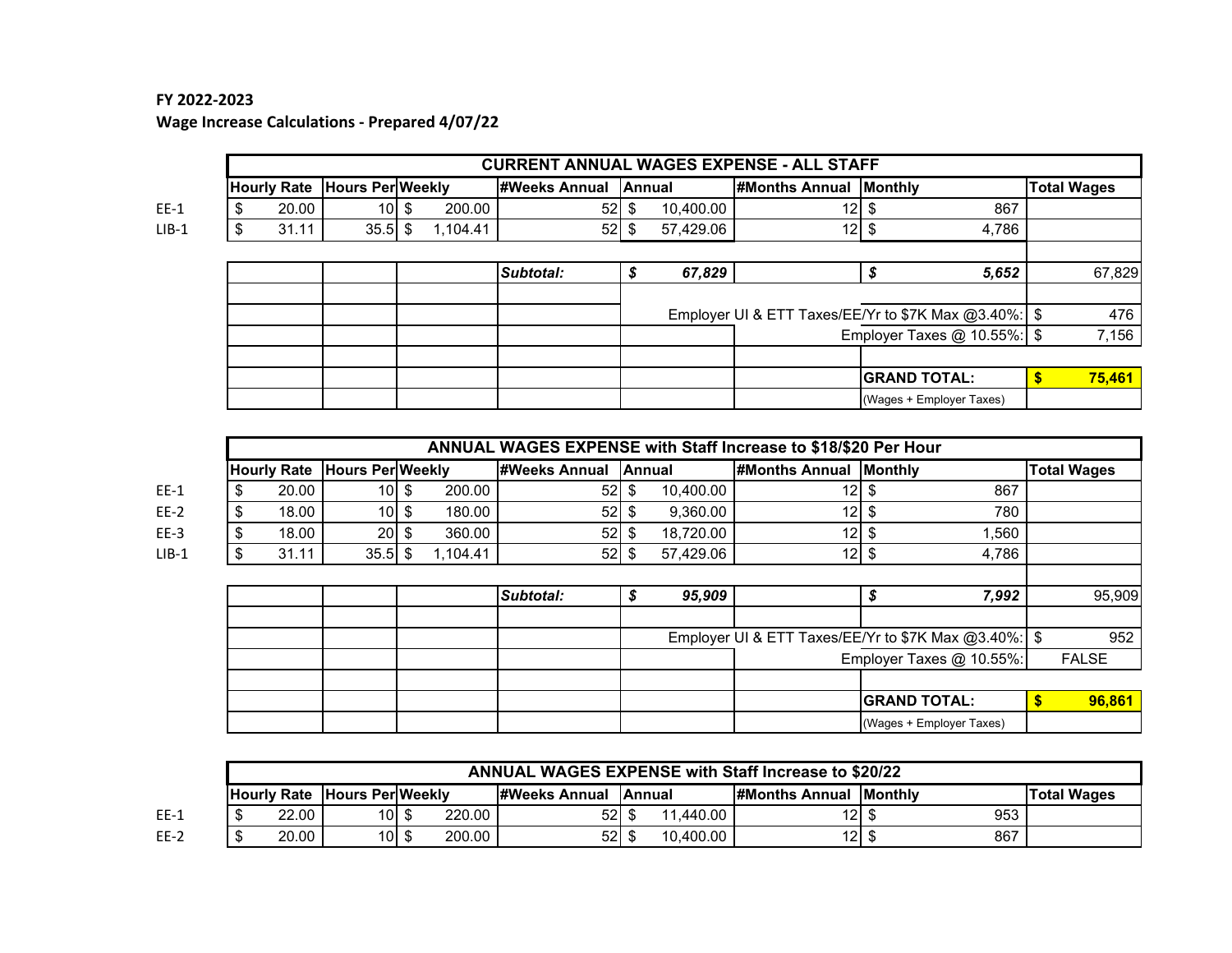**FY 2022-2023**

**Wage Increase Calculations - Prepared 4/07/22**

| | CURRENT ANNUAL WAGES EXPENSE - ALL STAFF | | | | | | | |
|---|---|---|---|---|---|---|---|---|
| | Hourly Rate | Hours Per | Weekly | #Weeks Annual | Annual | #Months Annual | Monthly | Total Wages |
| EE-1 | $ 20.00 | 10 | $ 200.00 | 52 | $ 10,400.00 | 12 | $ 867 | |
| LIB-1 | $ 31.11 | 35.5 | $ 1,104.41 | 52 | $ 57,429.06 | 12 | $ 4,786 | |
| | | | | | | | | |
| | | | | *Subtotal:* | ***$ 67,829*** | | ***$ 5,652*** | 67,829 |
| | | | | | | | | |
| | | | | | Employer UI & ETT Taxes/EE/Yr to $7K Max @3.40%: | | | $ 476 |
| | | | | | | Employer Taxes @ 10.55%: | | $ 7,156 |
| | | | | | | | | |
| | | | | | | | **GRAND TOTAL:** | **$ 75,461** |
| | | | | | | | (Wages + Employer Taxes) | |

| | ANNUAL WAGES EXPENSE with Staff Increase to $18/$20 Per Hour | | | | | | | |
|---|---|---|---|---|---|---|---|---|
| | Hourly Rate | Hours Per | Weekly | #Weeks Annual | Annual | #Months Annual | Monthly | Total Wages |
| EE-1 | $ 20.00 | 10 | $ 200.00 | 52 | $ 10,400.00 | 12 | $ 867 | |
| EE-2 | $ 18.00 | 10 | $ 180.00 | 52 | $ 9,360.00 | 12 | $ 780 | |
| EE-3 | $ 18.00 | 20 | $ 360.00 | 52 | $ 18,720.00 | 12 | $ 1,560 | |
| LIB-1 | $ 31.11 | 35.5 | $ 1,104.41 | 52 | $ 57,429.06 | 12 | $ 4,786 | |
| | | | | | | | | |
| | | | | *Subtotal:* | ***$ 95,909*** | | ***$ 7,992*** | 95,909 |
| | | | | | | | | |
| | | | | | Employer UI & ETT Taxes/EE/Yr to $7K Max @3.40%: | | | $ 952 |
| | | | | | | Employer Taxes @ 10.55%: | | FALSE |
| | | | | | | | | |
| | | | | | | | **GRAND TOTAL:** | **$ 96,861** |
| | | | | | | | (Wages + Employer Taxes) | |

| | ANNUAL WAGES EXPENSE with Staff Increase to $20/22 | | | | | | | |
|---|---|---|---|---|---|---|---|---|
| | Hourly Rate | Hours Per | Weekly | #Weeks Annual | Annual | #Months Annual | Monthly | Total Wages |
| EE-1 | $ 22.00 | 10 | $ 220.00 | 52 | $ 11,440.00 | 12 | $ 953 | |
| EE-2 | $ 20.00 | 10 | $ 200.00 | 52 | $ 10,400.00 | 12 | $ 867 | |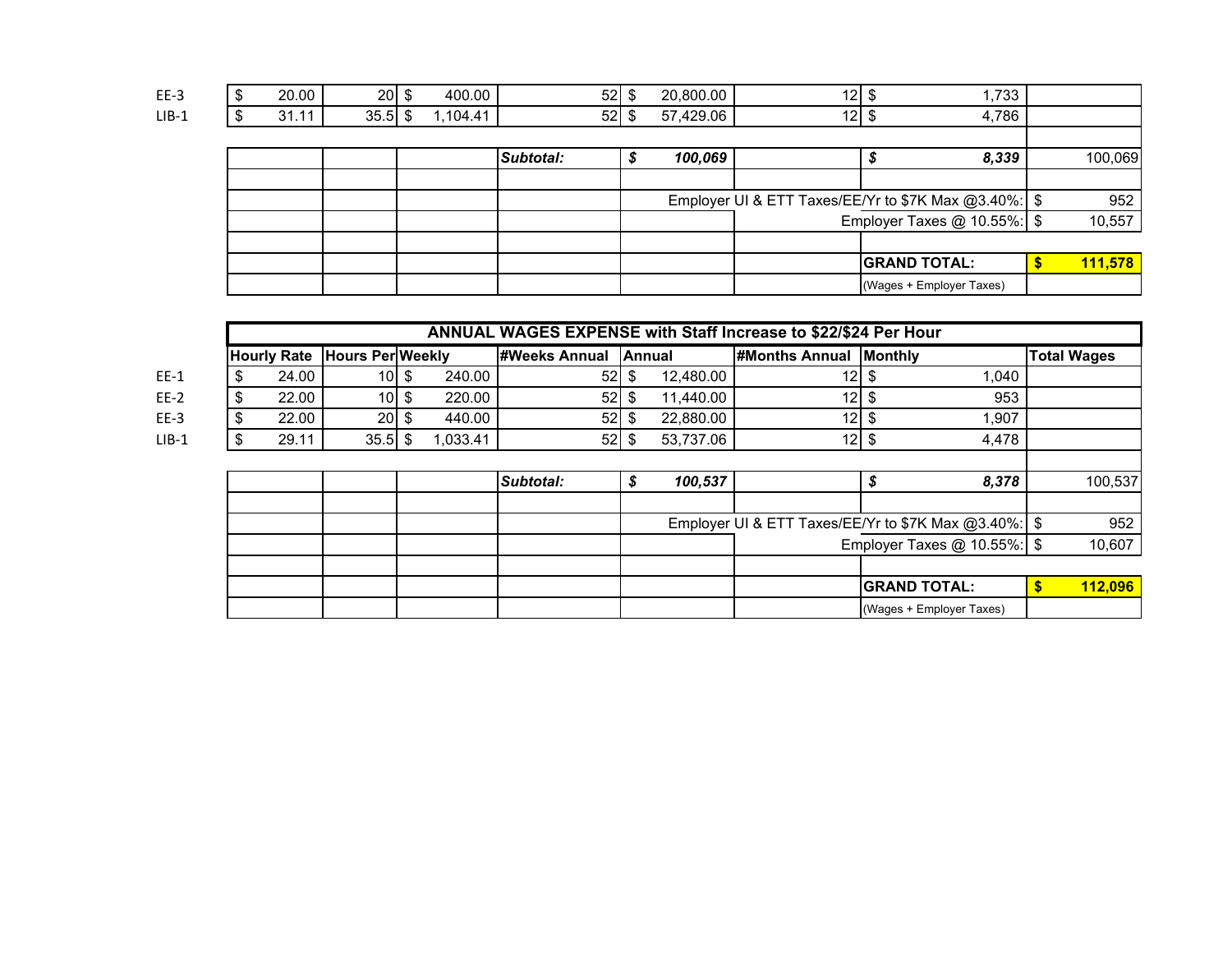| | Hourly Rate | Hours Per | Weekly | #Weeks Annual | Annual | #Months Annual | Monthly | Total Wages |
|---|---|---|---|---|---|---|---|---|
| EE-3 | $ 20.00 | 20 | $ 400.00 | 52 | $ 20,800.00 | 12 | $ 1,733 | |
| LIB-1 | $ 31.11 | 35.5 | $ 1,104.41 | 52 | $ 57,429.06 | 12 | $ 4,786 | |
| | | | | ***Subtotal:*** | ***$ 100,069*** | | ***$ 8,339*** | 100,069 |
| | | | | | Employer UI & ETT Taxes/EE/Yr to $7K Max @3.40%: | | | $ 952 |
| | | | | | | Employer Taxes @ 10.55%: | | $ 10,557 |
| | | | | | | | **GRAND TOTAL:** | **$ 111,578** |
| | | | | | | | (Wages + Employer Taxes) | |

| | ANNUAL WAGES EXPENSE with Staff Increase to $22/$24 Per Hour | | | | | | | |
|---|---|---|---|---|---|---|---|---|
| | **Hourly Rate** | **Hours Per** | **Weekly** | **#Weeks Annual** | **Annual** | **#Months Annual** | **Monthly** | **Total Wages** |
| EE-1 | $ 24.00 | 10 | $ 240.00 | 52 | $ 12,480.00 | 12 | $ 1,040 | |
| EE-2 | $ 22.00 | 10 | $ 220.00 | 52 | $ 11,440.00 | 12 | $ 953 | |
| EE-3 | $ 22.00 | 20 | $ 440.00 | 52 | $ 22,880.00 | 12 | $ 1,907 | |
| LIB-1 | $ 29.11 | 35.5 | $ 1,033.41 | 52 | $ 53,737.06 | 12 | $ 4,478 | |
| | | | | ***Subtotal:*** | ***$ 100,537*** | | ***$ 8,378*** | 100,537 |
| | | | | | Employer UI & ETT Taxes/EE/Yr to $7K Max @3.40%: | | | $ 952 |
| | | | | | | Employer Taxes @ 10.55%: | | $ 10,607 |
| | | | | | | | **GRAND TOTAL:** | **$ 112,096** |
| | | | | | | | (Wages + Employer Taxes) | |